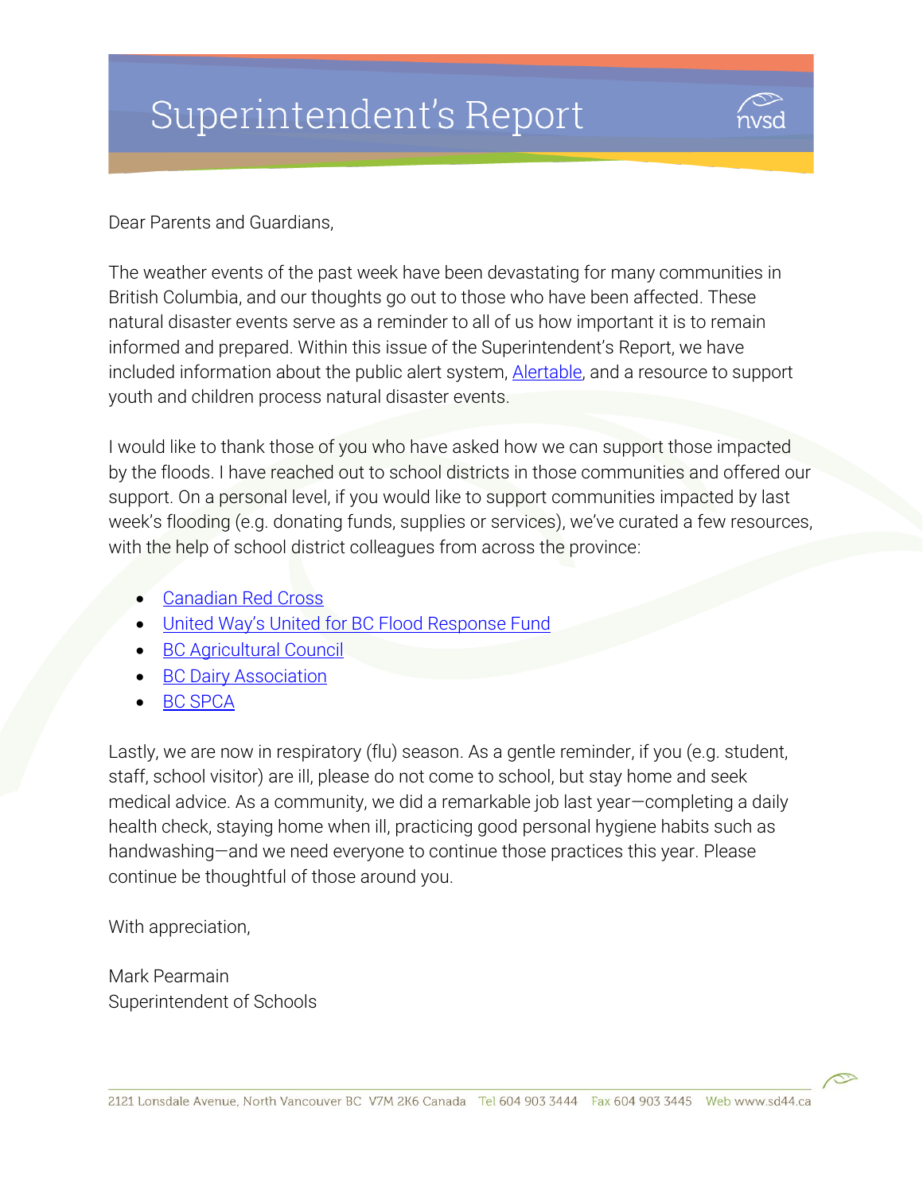# Superintendent's Report

Dear Parents and Guardians,

The weather events of the past week have been devastating for many communities in British Columbia, and our thoughts go out to those who have been affected. These natural disaster events serve as a reminder to all of us how important it is to remain informed and prepared. Within this issue of the Superintendent's Report, we have included information about the public alert system, Alertable, and a resource to support youth and children process natural disaster events.

I would like to thank those of you who have asked how we can support those impacted by the floods. I have reached out to school districts in those communities and offered our support. On a personal level, if you would like to support communities impacted by last week's flooding (e.g. donating funds, supplies or services), we've curated a few resources, with the help of school district colleagues from across the province:

- Canadian Red Cross
- United Way's United for BC Flood Response Fund
- BC Agricultural Council
- BC Dairy Association
- BC SPCA

Lastly, we are now in respiratory (flu) season. As a gentle reminder, if you (e.g. student, staff, school visitor) are ill, please do not come to school, but stay home and seek medical advice. As a community, we did a remarkable job last year—completing a daily health check, staying home when ill, practicing good personal hygiene habits such as handwashing—and we need everyone to continue those practices this year. Please continue be thoughtful of those around you.

With appreciation,

Mark Pearmain
Superintendent of Schools

2121 Lonsdale Avenue, North Vancouver BC V7M 2K6 Canada Tel 604 903 3444 Fax 604 903 3445 Web www.sd44.ca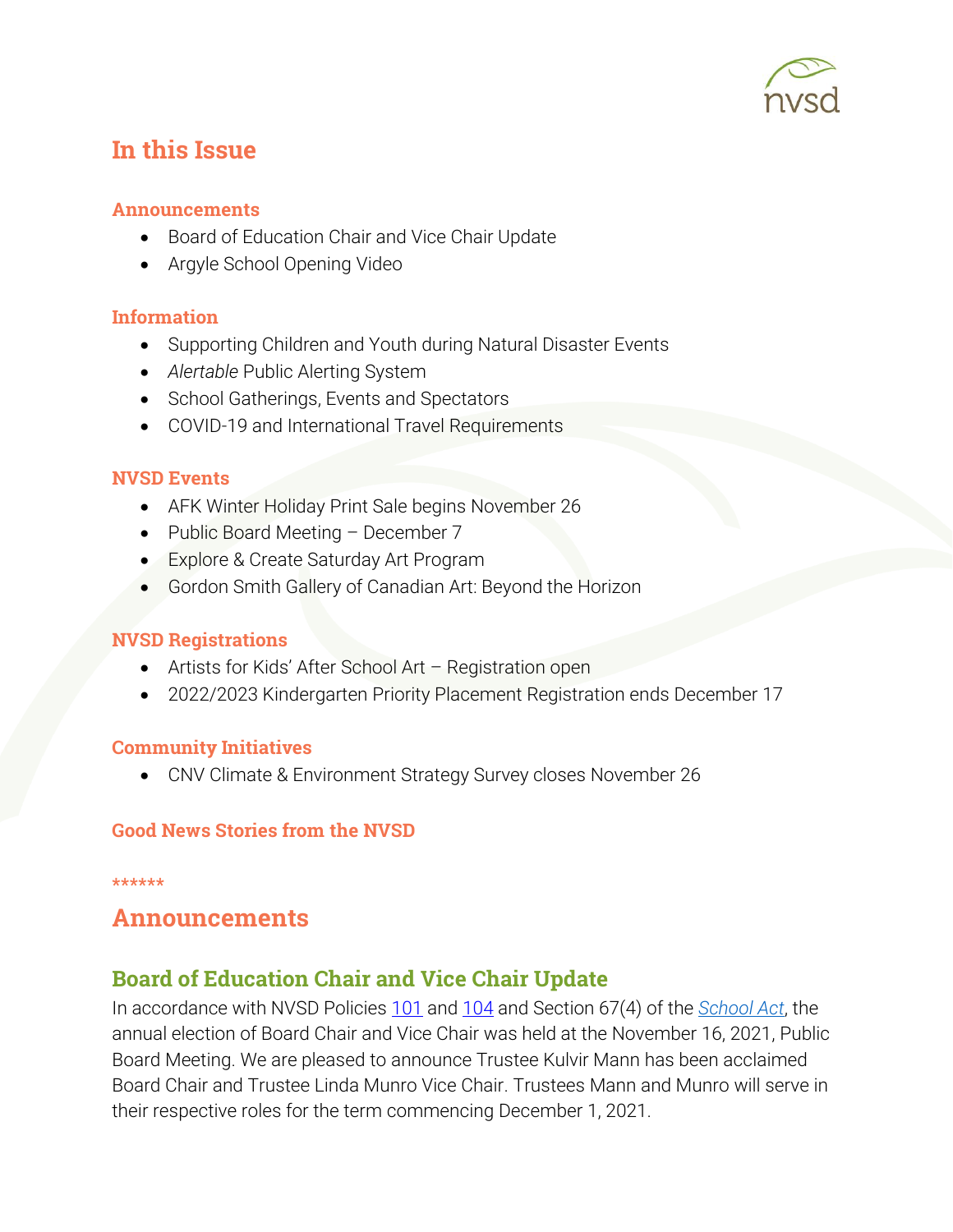## In this Issue

### Announcements

- Board of Education Chair and Vice Chair Update
- Argyle School Opening Video

### Information

- Supporting Children and Youth during Natural Disaster Events
- *Alertable* Public Alerting System
- School Gatherings, Events and Spectators
- COVID-19 and International Travel Requirements

### NVSD Events

- AFK Winter Holiday Print Sale begins November 26
- Public Board Meeting – December 7
- Explore & Create Saturday Art Program
- Gordon Smith Gallery of Canadian Art: Beyond the Horizon

### NVSD Registrations

- Artists for Kids' After School Art – Registration open
- 2022/2023 Kindergarten Priority Placement Registration ends December 17

### Community Initiatives

- CNV Climate & Environment Strategy Survey closes November 26

### Good News Stories from the NVSD

******

## Announcements

### Board of Education Chair and Vice Chair Update

In accordance with NVSD Policies 101 and 104 and Section 67(4) of the *School Act*, the annual election of Board Chair and Vice Chair was held at the November 16, 2021, Public Board Meeting. We are pleased to announce Trustee Kulvir Mann has been acclaimed Board Chair and Trustee Linda Munro Vice Chair. Trustees Mann and Munro will serve in their respective roles for the term commencing December 1, 2021.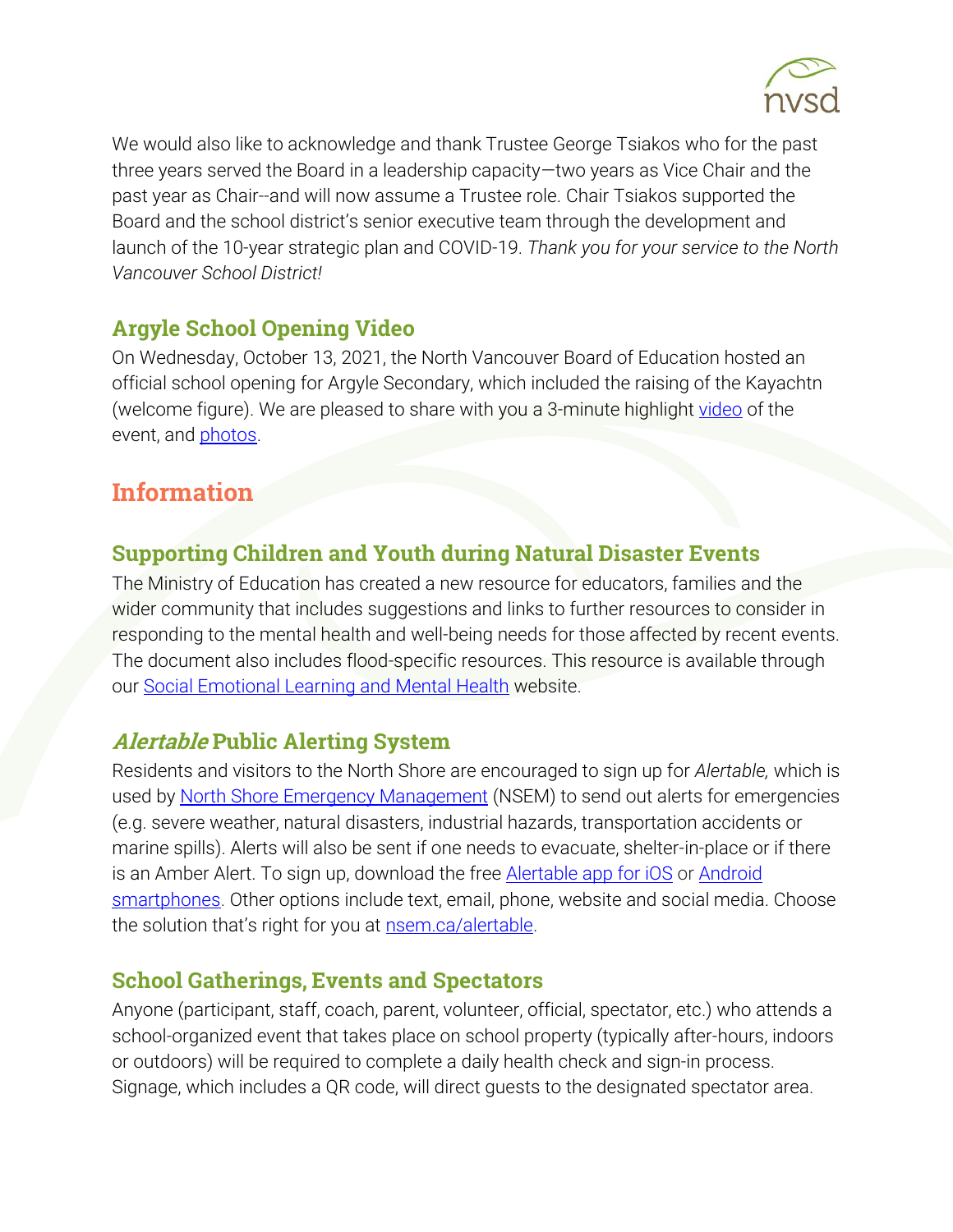We would also like to acknowledge and thank Trustee George Tsiakos who for the past three years served the Board in a leadership capacity—two years as Vice Chair and the past year as Chair--and will now assume a Trustee role. Chair Tsiakos supported the Board and the school district's senior executive team through the development and launch of the 10-year strategic plan and COVID-19. *Thank you for your service to the North Vancouver School District!*

### Argyle School Opening Video

On Wednesday, October 13, 2021, the North Vancouver Board of Education hosted an official school opening for Argyle Secondary, which included the raising of the Kayachtn (welcome figure). We are pleased to share with you a 3-minute highlight video of the event, and photos.

## Information

### Supporting Children and Youth during Natural Disaster Events

The Ministry of Education has created a new resource for educators, families and the wider community that includes suggestions and links to further resources to consider in responding to the mental health and well-being needs for those affected by recent events. The document also includes flood-specific resources. This resource is available through our Social Emotional Learning and Mental Health website.

### *Alertable* Public Alerting System

Residents and visitors to the North Shore are encouraged to sign up for *Alertable,* which is used by North Shore Emergency Management (NSEM) to send out alerts for emergencies (e.g. severe weather, natural disasters, industrial hazards, transportation accidents or marine spills). Alerts will also be sent if one needs to evacuate, shelter-in-place or if there is an Amber Alert. To sign up, download the free Alertable app for iOS or Android smartphones. Other options include text, email, phone, website and social media. Choose the solution that's right for you at nsem.ca/alertable.

### School Gatherings, Events and Spectators

Anyone (participant, staff, coach, parent, volunteer, official, spectator, etc.) who attends a school-organized event that takes place on school property (typically after-hours, indoors or outdoors) will be required to complete a daily health check and sign-in process. Signage, which includes a QR code, will direct guests to the designated spectator area.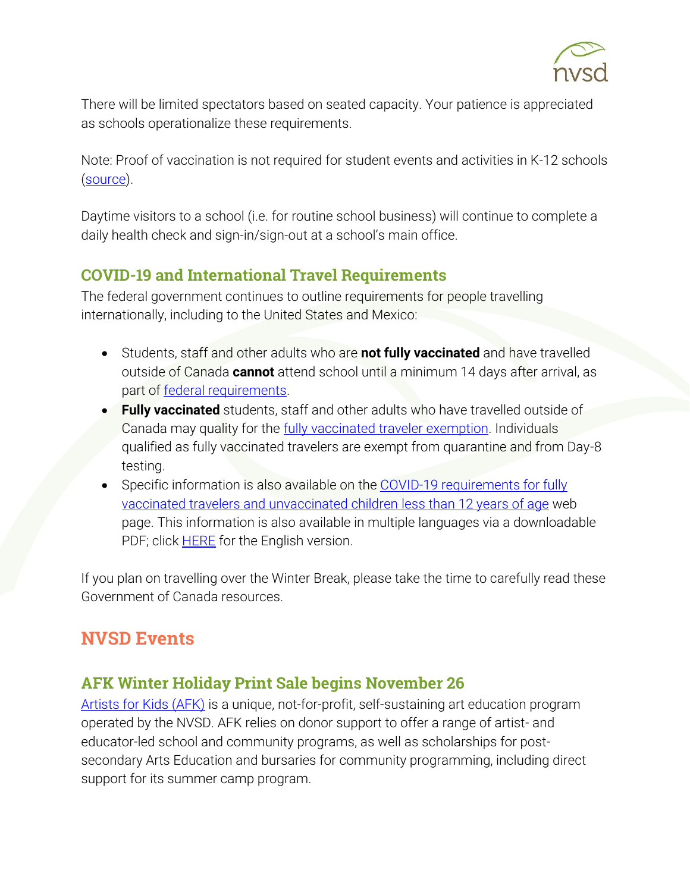There will be limited spectators based on seated capacity. Your patience is appreciated as schools operationalize these requirements.

Note: Proof of vaccination is not required for student events and activities in K-12 schools (source).

Daytime visitors to a school (i.e. for routine school business) will continue to complete a daily health check and sign-in/sign-out at a school's main office.

### COVID-19 and International Travel Requirements

The federal government continues to outline requirements for people travelling internationally, including to the United States and Mexico:

- Students, staff and other adults who are **not fully vaccinated** and have travelled outside of Canada **cannot** attend school until a minimum 14 days after arrival, as part of federal requirements.
- **Fully vaccinated** students, staff and other adults who have travelled outside of Canada may quality for the fully vaccinated traveler exemption. Individuals qualified as fully vaccinated travelers are exempt from quarantine and from Day-8 testing.
- Specific information is also available on the COVID-19 requirements for fully vaccinated travelers and unvaccinated children less than 12 years of age web page. This information is also available in multiple languages via a downloadable PDF; click HERE for the English version.

If you plan on travelling over the Winter Break, please take the time to carefully read these Government of Canada resources.

## NVSD Events

### AFK Winter Holiday Print Sale begins November 26

Artists for Kids (AFK) is a unique, not-for-profit, self-sustaining art education program operated by the NVSD. AFK relies on donor support to offer a range of artist- and educator-led school and community programs, as well as scholarships for post-secondary Arts Education and bursaries for community programming, including direct support for its summer camp program.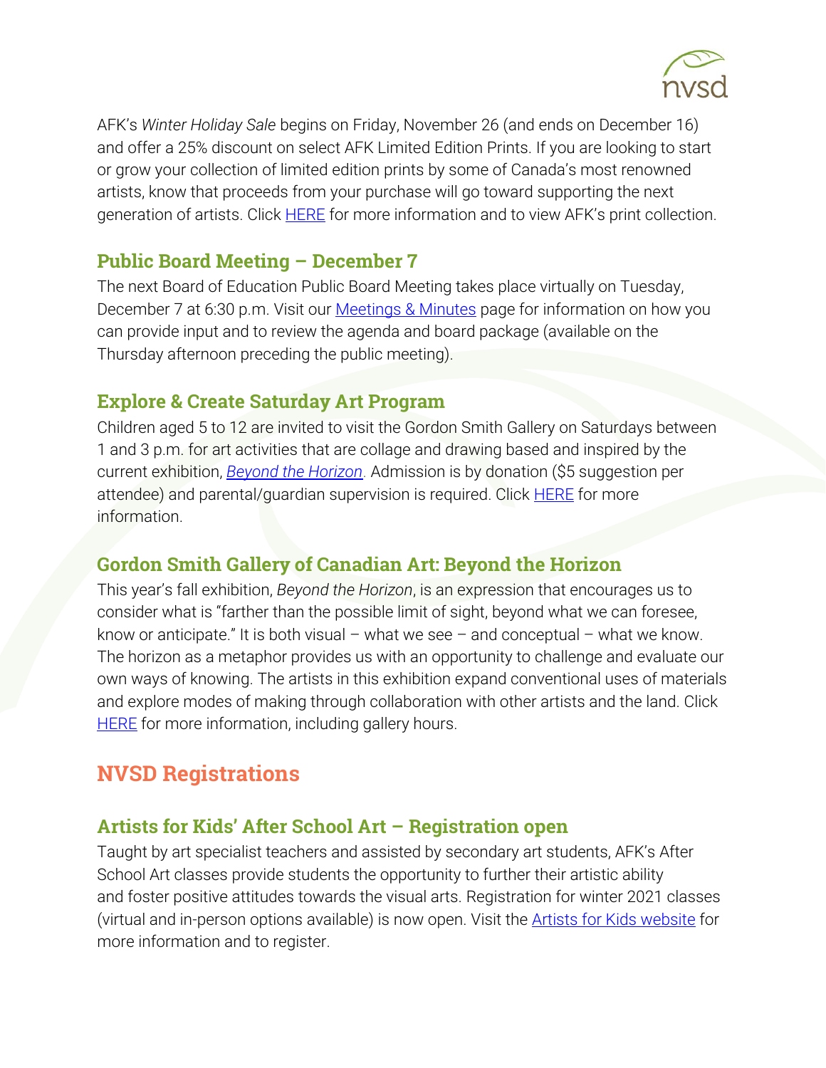AFK's *Winter Holiday Sale* begins on Friday, November 26 (and ends on December 16) and offer a 25% discount on select AFK Limited Edition Prints. If you are looking to start or grow your collection of limited edition prints by some of Canada's most renowned artists, know that proceeds from your purchase will go toward supporting the next generation of artists. Click HERE for more information and to view AFK's print collection.

### Public Board Meeting – December 7

The next Board of Education Public Board Meeting takes place virtually on Tuesday, December 7 at 6:30 p.m. Visit our Meetings & Minutes page for information on how you can provide input and to review the agenda and board package (available on the Thursday afternoon preceding the public meeting).

### Explore & Create Saturday Art Program

Children aged 5 to 12 are invited to visit the Gordon Smith Gallery on Saturdays between 1 and 3 p.m. for art activities that are collage and drawing based and inspired by the current exhibition, *Beyond the Horizon*. Admission is by donation ($5 suggestion per attendee) and parental/guardian supervision is required. Click HERE for more information.

### Gordon Smith Gallery of Canadian Art: Beyond the Horizon

This year's fall exhibition, *Beyond the Horizon*, is an expression that encourages us to consider what is "farther than the possible limit of sight, beyond what we can foresee, know or anticipate." It is both visual – what we see – and conceptual – what we know. The horizon as a metaphor provides us with an opportunity to challenge and evaluate our own ways of knowing. The artists in this exhibition expand conventional uses of materials and explore modes of making through collaboration with other artists and the land. Click HERE for more information, including gallery hours.

## NVSD Registrations

### Artists for Kids' After School Art – Registration open

Taught by art specialist teachers and assisted by secondary art students, AFK's After School Art classes provide students the opportunity to further their artistic ability and foster positive attitudes towards the visual arts. Registration for winter 2021 classes (virtual and in-person options available) is now open. Visit the Artists for Kids website for more information and to register.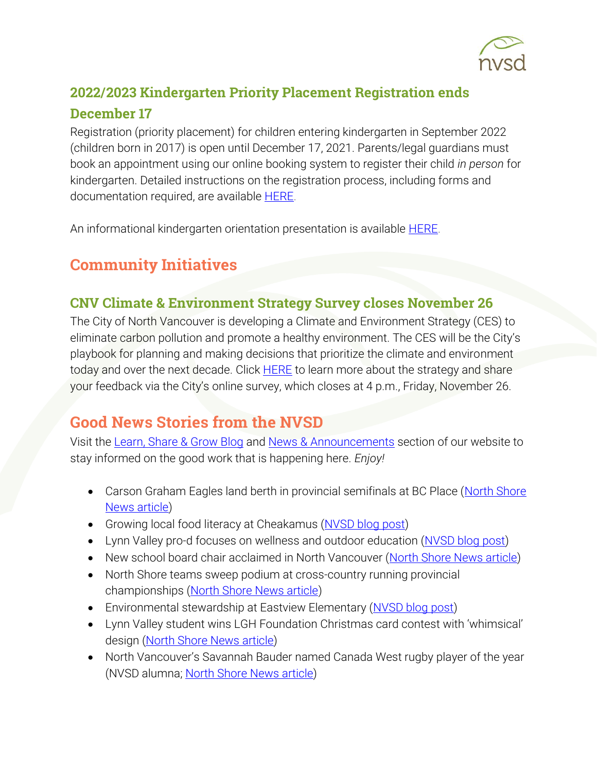## 2022/2023 Kindergarten Priority Placement Registration ends December 17

Registration (priority placement) for children entering kindergarten in September 2022 (children born in 2017) is open until December 17, 2021. Parents/legal guardians must book an appointment using our online booking system to register their child *in person* for kindergarten. Detailed instructions on the registration process, including forms and documentation required, are available HERE.

An informational kindergarten orientation presentation is available HERE.

# Community Initiatives

## CNV Climate & Environment Strategy Survey closes November 26

The City of North Vancouver is developing a Climate and Environment Strategy (CES) to eliminate carbon pollution and promote a healthy environment. The CES will be the City's playbook for planning and making decisions that prioritize the climate and environment today and over the next decade. Click HERE to learn more about the strategy and share your feedback via the City's online survey, which closes at 4 p.m., Friday, November 26.

# Good News Stories from the NVSD

Visit the Learn, Share & Grow Blog and News & Announcements section of our website to stay informed on the good work that is happening here. *Enjoy!*

- Carson Graham Eagles land berth in provincial semifinals at BC Place (North Shore News article)
- Growing local food literacy at Cheakamus (NVSD blog post)
- Lynn Valley pro-d focuses on wellness and outdoor education (NVSD blog post)
- New school board chair acclaimed in North Vancouver (North Shore News article)
- North Shore teams sweep podium at cross-country running provincial championships (North Shore News article)
- Environmental stewardship at Eastview Elementary (NVSD blog post)
- Lynn Valley student wins LGH Foundation Christmas card contest with 'whimsical' design (North Shore News article)
- North Vancouver's Savannah Bauder named Canada West rugby player of the year (NVSD alumna; North Shore News article)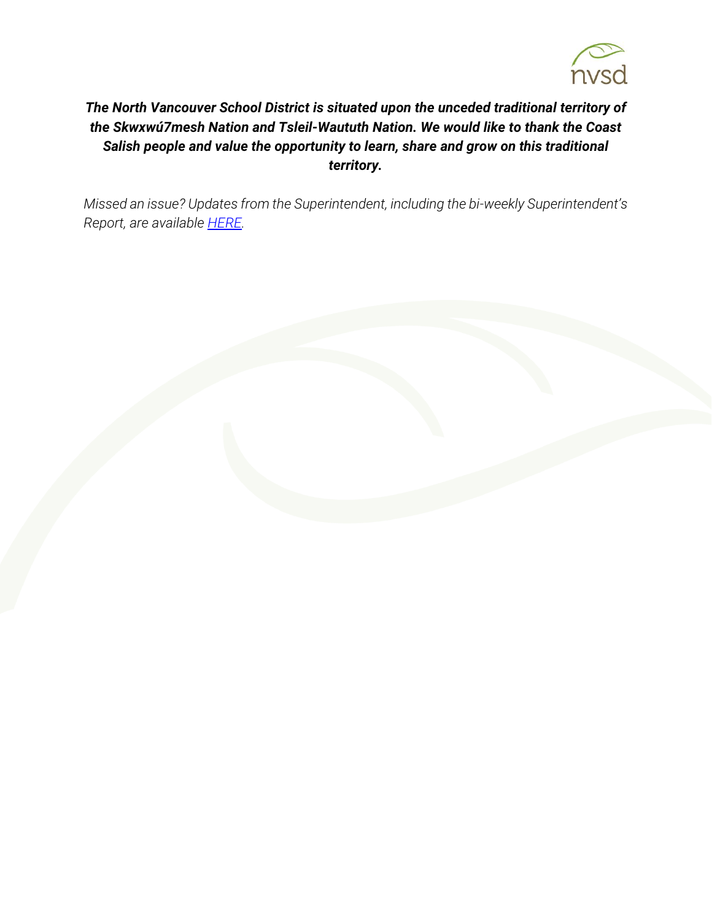***The North Vancouver School District is situated upon the unceded traditional territory of the Skwxwú7mesh Nation and Tsleil-Waututh Nation. We would like to thank the Coast Salish people and value the opportunity to learn, share and grow on this traditional territory.***

*Missed an issue? Updates from the Superintendent, including the bi-weekly Superintendent's Report, are available HERE.*